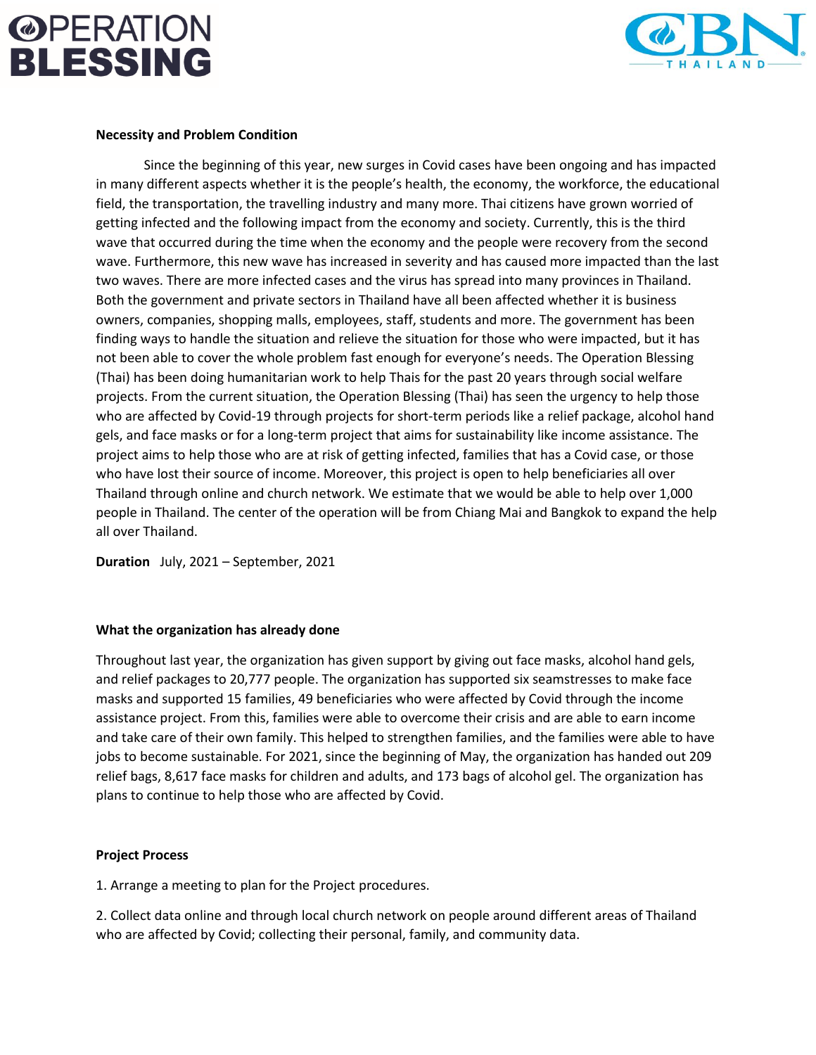**Necessity and Problem Condition**

Since the beginning of this year, new surges in Covid cases have been ongoing and has impacted in many different aspects whether it is the people's health, the economy, the workforce, the educational field, the transportation, the travelling industry and many more. Thai citizens have grown worried of getting infected and the following impact from the economy and society. Currently, this is the third wave that occurred during the time when the economy and the people were recovery from the second wave. Furthermore, this new wave has increased in severity and has caused more impacted than the last two waves. There are more infected cases and the virus has spread into many provinces in Thailand. Both the government and private sectors in Thailand have all been affected whether it is business owners, companies, shopping malls, employees, staff, students and more. The government has been finding ways to handle the situation and relieve the situation for those who were impacted, but it has not been able to cover the whole problem fast enough for everyone's needs. The Operation Blessing (Thai) has been doing humanitarian work to help Thais for the past 20 years through social welfare projects. From the current situation, the Operation Blessing (Thai) has seen the urgency to help those who are affected by Covid-19 through projects for short-term periods like a relief package, alcohol hand gels, and face masks or for a long-term project that aims for sustainability like income assistance. The project aims to help those who are at risk of getting infected, families that has a Covid case, or those who have lost their source of income. Moreover, this project is open to help beneficiaries all over Thailand through online and church network. We estimate that we would be able to help over 1,000 people in Thailand. The center of the operation will be from Chiang Mai and Bangkok to expand the help all over Thailand.

**Duration** July, 2021 – September, 2021

**What the organization has already done**

Throughout last year, the organization has given support by giving out face masks, alcohol hand gels, and relief packages to 20,777 people. The organization has supported six seamstresses to make face masks and supported 15 families, 49 beneficiaries who were affected by Covid through the income assistance project. From this, families were able to overcome their crisis and are able to earn income and take care of their own family. This helped to strengthen families, and the families were able to have jobs to become sustainable. For 2021, since the beginning of May, the organization has handed out 209 relief bags, 8,617 face masks for children and adults, and 173 bags of alcohol gel. The organization has plans to continue to help those who are affected by Covid.

**Project Process**

1. Arrange a meeting to plan for the Project procedures.

2. Collect data online and through local church network on people around different areas of Thailand who are affected by Covid; collecting their personal, family, and community data.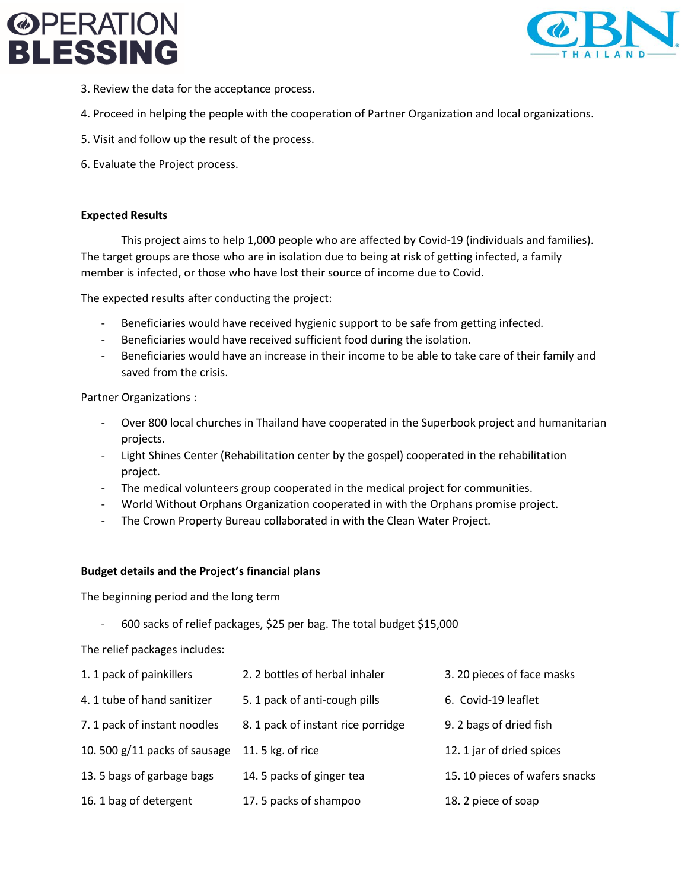3. Review the data for the acceptance process.

4. Proceed in helping the people with the cooperation of Partner Organization and local organizations.

5. Visit and follow up the result of the process.

6. Evaluate the Project process.

**Expected Results**

This project aims to help 1,000 people who are affected by Covid-19 (individuals and families). The target groups are those who are in isolation due to being at risk of getting infected, a family member is infected, or those who have lost their source of income due to Covid.

The expected results after conducting the project:

- Beneficiaries would have received hygienic support to be safe from getting infected.
- Beneficiaries would have received sufficient food during the isolation.
- Beneficiaries would have an increase in their income to be able to take care of their family and saved from the crisis.

Partner Organizations :

- Over 800 local churches in Thailand have cooperated in the Superbook project and humanitarian projects.
- Light Shines Center (Rehabilitation center by the gospel) cooperated in the rehabilitation project.
- The medical volunteers group cooperated in the medical project for communities.
- World Without Orphans Organization cooperated in with the Orphans promise project.
- The Crown Property Bureau collaborated in with the Clean Water Project.

**Budget details and the Project's financial plans**

The beginning period and the long term

- 600 sacks of relief packages, $25 per bag. The total budget $15,000

The relief packages includes:

| | | |
|---|---|---|
| 1. 1 pack of painkillers | 2. 2 bottles of herbal inhaler | 3. 20 pieces of face masks |
| 4. 1 tube of hand sanitizer | 5. 1 pack of anti-cough pills | 6. Covid-19 leaflet |
| 7. 1 pack of instant noodles | 8. 1 pack of instant rice porridge | 9. 2 bags of dried fish |
| 10. 500 g/11 packs of sausage | 11. 5 kg. of rice | 12. 1 jar of dried spices |
| 13. 5 bags of garbage bags | 14. 5 packs of ginger tea | 15. 10 pieces of wafers snacks |
| 16. 1 bag of detergent | 17. 5 packs of shampoo | 18. 2 piece of soap |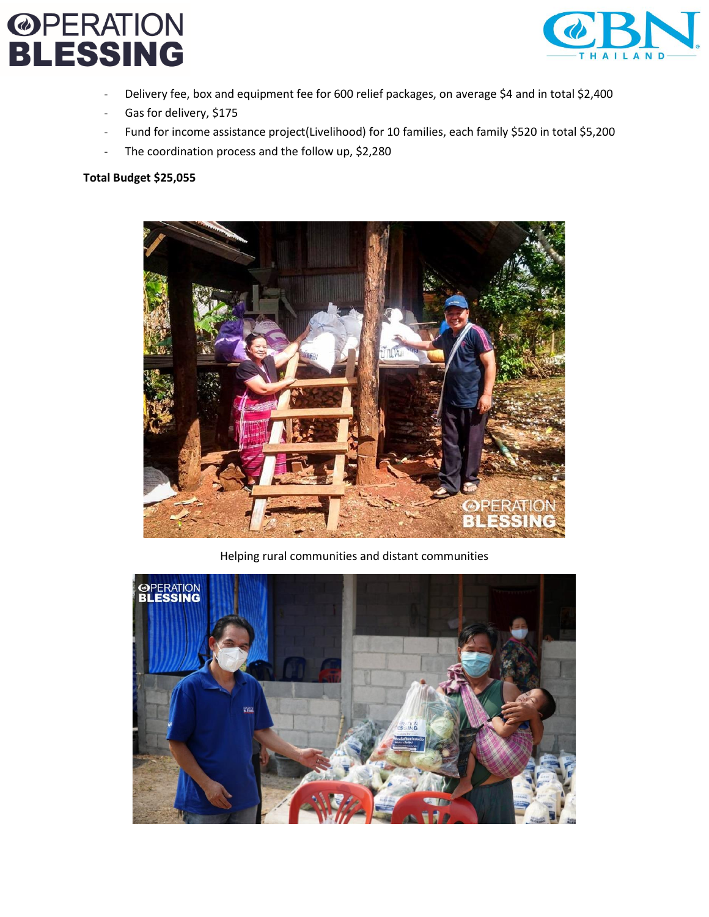- Delivery fee, box and equipment fee for 600 relief packages, on average $4 and in total $2,400
- Gas for delivery, $175
- Fund for income assistance project(Livelihood) for 10 families, each family $520 in total $5,200
- The coordination process and the follow up, $2,280

**Total Budget $25,055**

Helping rural communities and distant communities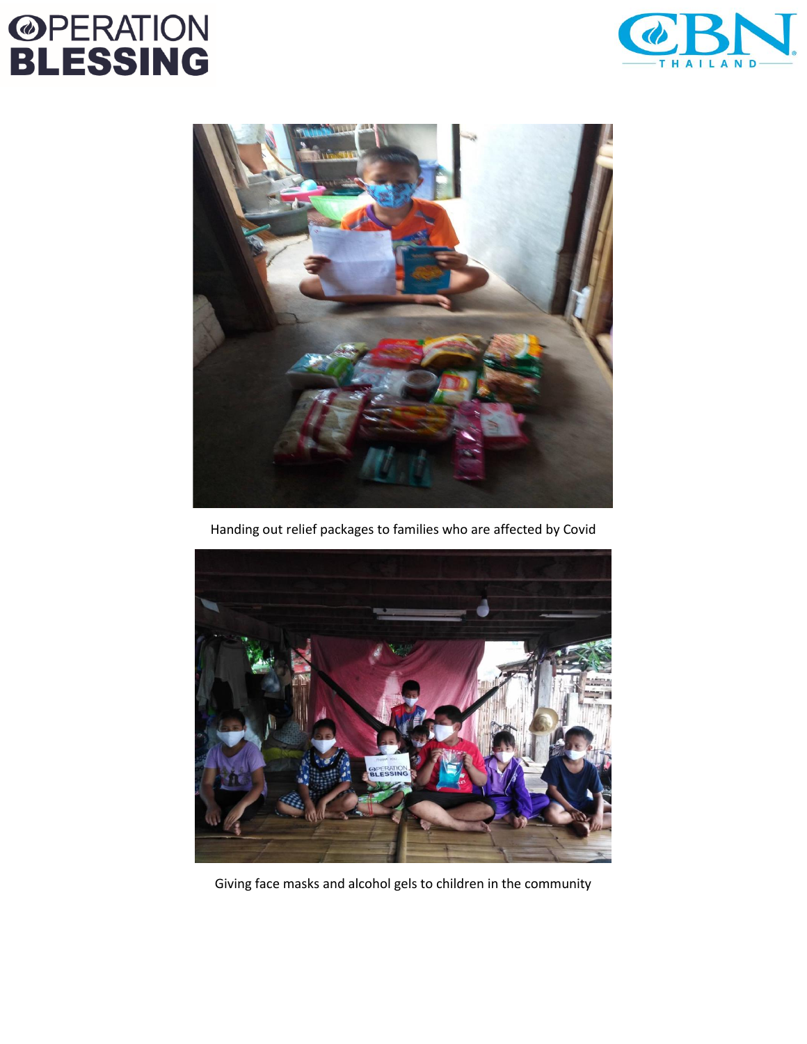Handing out relief packages to families who are affected by Covid

Giving face masks and alcohol gels to children in the community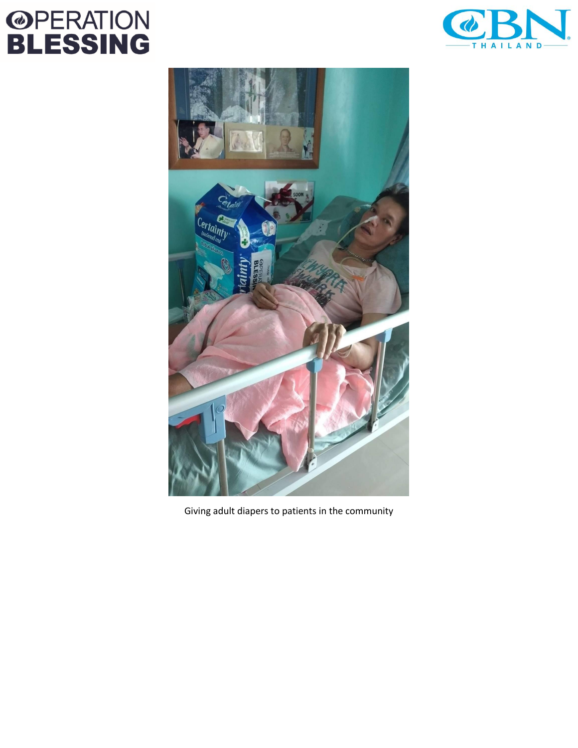Giving adult diapers to patients in the community